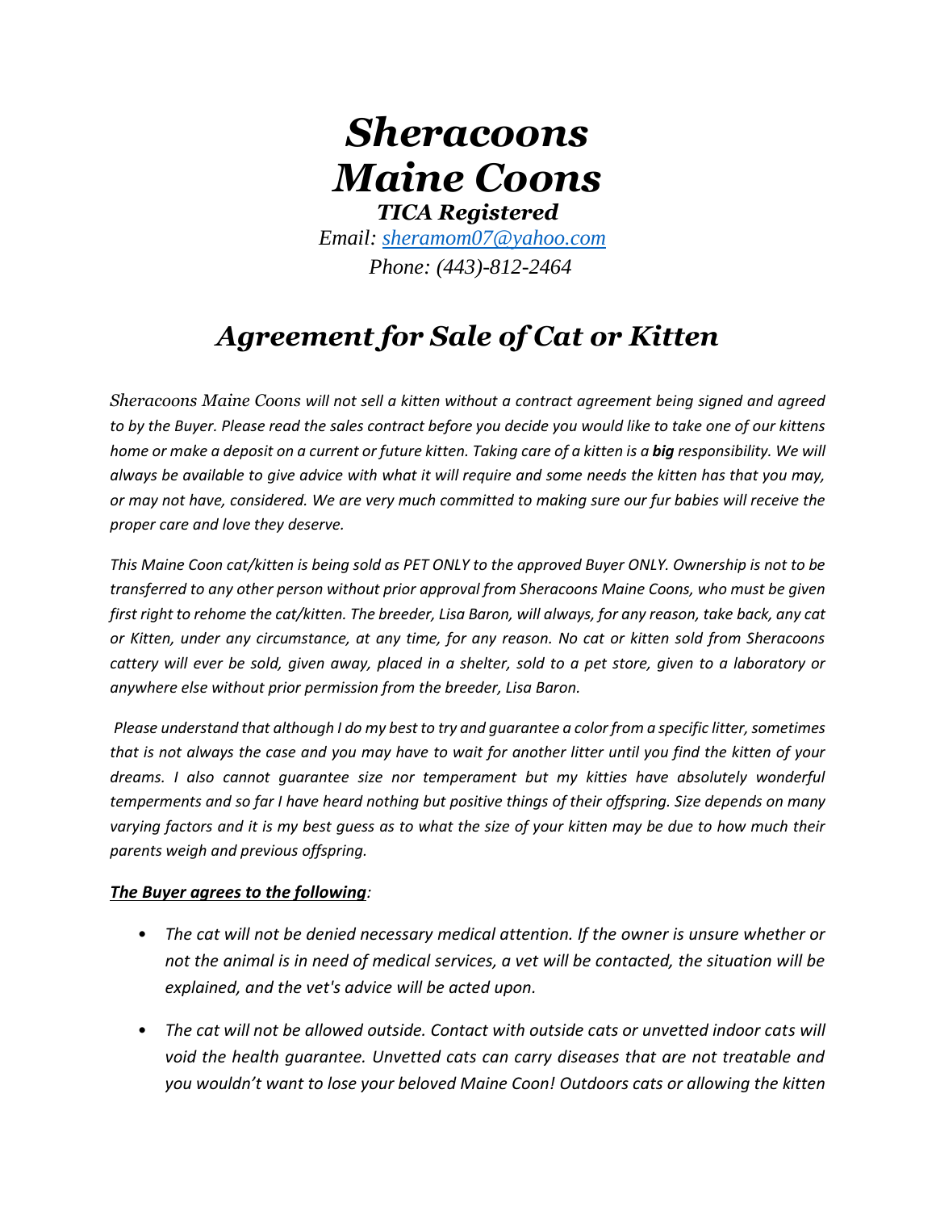# *Sheracoons Maine Coons*

### *TICA Registered*

*Email: sheramom07@yahoo.com*

*Phone: (443)-812-2464*

## *Agreement for Sale of Cat or Kitten*

*Sheracoons Maine Coons will not sell a kitten without a contract agreement being signed and agreed to by the Buyer. Please read the sales contract before you decide you would like to take one of our kittens home or make a deposit on a current or future kitten. Taking care of a kitten is a **big** responsibility. We will always be available to give advice with what it will require and some needs the kitten has that you may, or may not have, considered. We are very much committed to making sure our fur babies will receive the proper care and love they deserve.*

*This Maine Coon cat/kitten is being sold as PET ONLY to the approved Buyer ONLY. Ownership is not to be transferred to any other person without prior approval from Sheracoons Maine Coons, who must be given first right to rehome the cat/kitten. The breeder, Lisa Baron, will always, for any reason, take back, any cat or Kitten, under any circumstance, at any time, for any reason. No cat or kitten sold from Sheracoons cattery will ever be sold, given away, placed in a shelter, sold to a pet store, given to a laboratory or anywhere else without prior permission from the breeder, Lisa Baron.*

*Please understand that although I do my best to try and guarantee a color from a specific litter, sometimes that is not always the case and you may have to wait for another litter until you find the kitten of your dreams. I also cannot guarantee size nor temperament but my kitties have absolutely wonderful temperments and so far I have heard nothing but positive things of their offspring. Size depends on many varying factors and it is my best guess as to what the size of your kitten may be due to how much their parents weigh and previous offspring.*

***The Buyer agrees to the following**:*

- *The cat will not be denied necessary medical attention. If the owner is unsure whether or not the animal is in need of medical services, a vet will be contacted, the situation will be explained, and the vet's advice will be acted upon.*
- *The cat will not be allowed outside. Contact with outside cats or unvetted indoor cats will void the health guarantee. Unvetted cats can carry diseases that are not treatable and you wouldn't want to lose your beloved Maine Coon! Outdoors cats or allowing the kitten*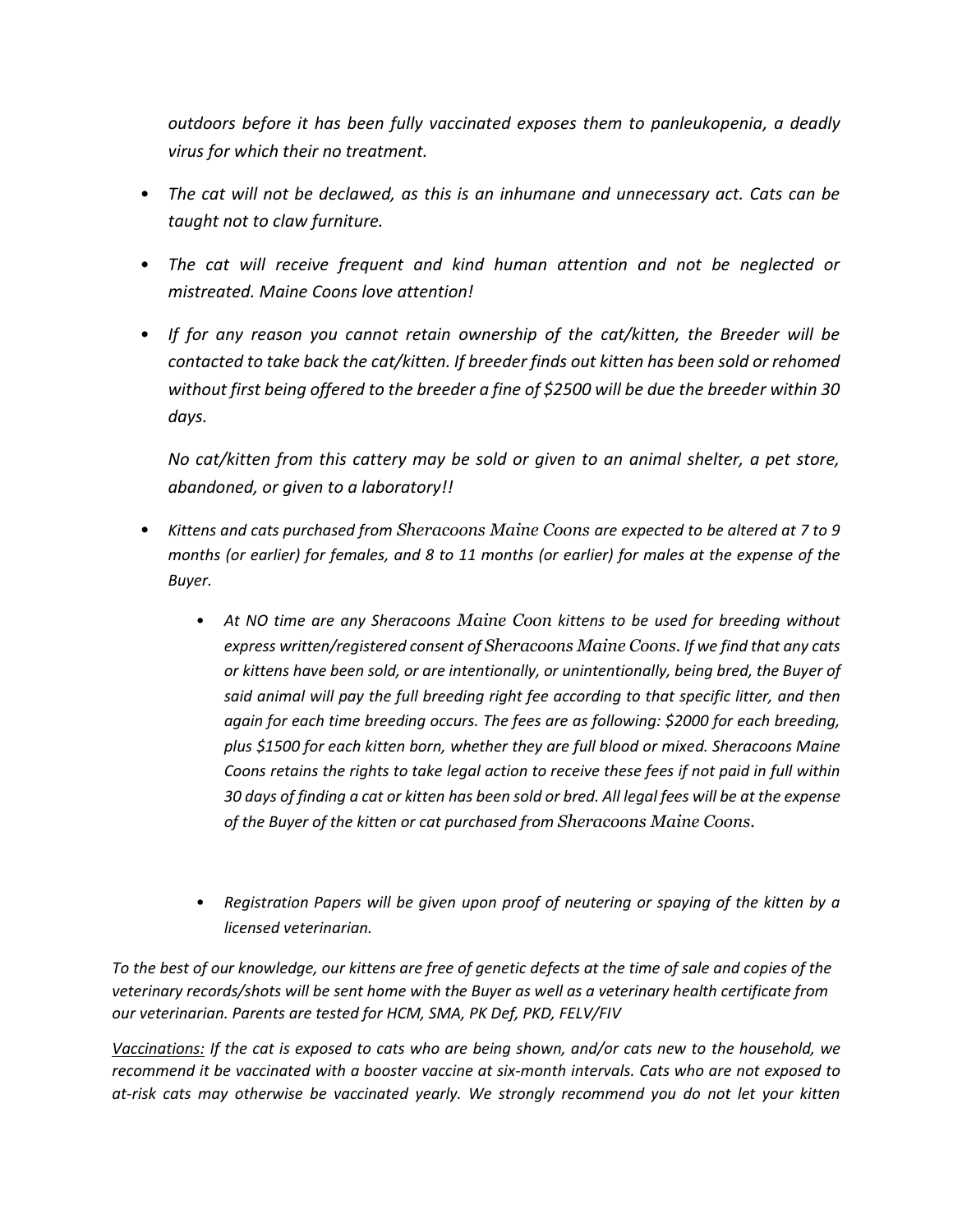*outdoors before it has been fully vaccinated exposes them to panleukopenia, a deadly virus for which their no treatment.*

- *The cat will not be declawed, as this is an inhumane and unnecessary act. Cats can be taught not to claw furniture.*

- *The cat will receive frequent and kind human attention and not be neglected or mistreated. Maine Coons love attention!*

- *If for any reason you cannot retain ownership of the cat/kitten, the Breeder will be contacted to take back the cat/kitten. If breeder finds out kitten has been sold or rehomed without first being offered to the breeder a fine of $2500 will be due the breeder within 30 days.*

  *No cat/kitten from this cattery may be sold or given to an animal shelter, a pet store, abandoned, or given to a laboratory!!*

- *Kittens and cats purchased from Sheracoons Maine Coons are expected to be altered at 7 to 9 months (or earlier) for females, and 8 to 11 months (or earlier) for males at the expense of the Buyer.*

  - *At NO time are any Sheracoons Maine Coon kittens to be used for breeding without express written/registered consent of Sheracoons Maine Coons. If we find that any cats or kittens have been sold, or are intentionally, or unintentionally, being bred, the Buyer of said animal will pay the full breeding right fee according to that specific litter, and then again for each time breeding occurs. The fees are as following: $2000 for each breeding, plus $1500 for each kitten born, whether they are full blood or mixed. Sheracoons Maine Coons retains the rights to take legal action to receive these fees if not paid in full within 30 days of finding a cat or kitten has been sold or bred. All legal fees will be at the expense of the Buyer of the kitten or cat purchased from Sheracoons Maine Coons.*

  - *Registration Papers will be given upon proof of neutering or spaying of the kitten by a licensed veterinarian.*

*To the best of our knowledge, our kittens are free of genetic defects at the time of sale and copies of the veterinary records/shots will be sent home with the Buyer as well as a veterinary health certificate from our veterinarian. Parents are tested for HCM, SMA, PK Def, PKD, FELV/FIV*

*<u>Vaccinations:</u> If the cat is exposed to cats who are being shown, and/or cats new to the household, we recommend it be vaccinated with a booster vaccine at six-month intervals. Cats who are not exposed to at-risk cats may otherwise be vaccinated yearly. We strongly recommend you do not let your kitten*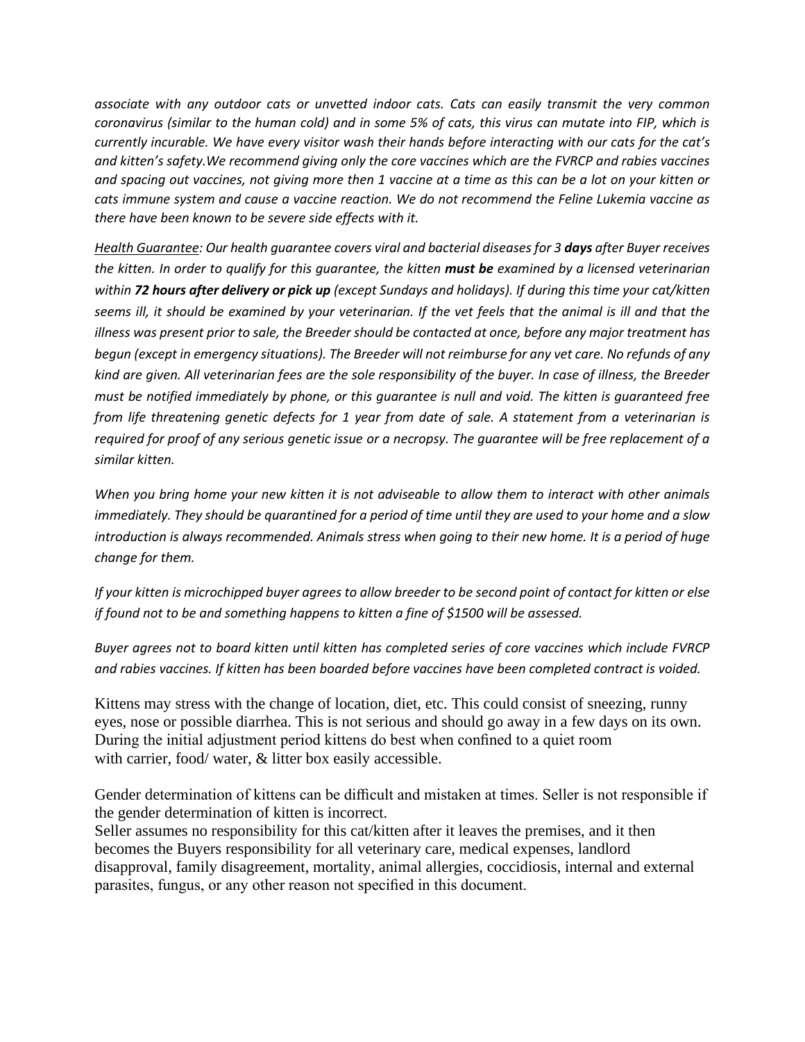*associate with any outdoor cats or unvetted indoor cats. Cats can easily transmit the very common coronavirus (similar to the human cold) and in some 5% of cats, this virus can mutate into FIP, which is currently incurable. We have every visitor wash their hands before interacting with our cats for the cat's and kitten's safety.We recommend giving only the core vaccines which are the FVRCP and rabies vaccines and spacing out vaccines, not giving more then 1 vaccine at a time as this can be a lot on your kitten or cats immune system and cause a vaccine reaction. We do not recommend the Feline Lukemia vaccine as there have been known to be severe side effects with it.*

*<u>Health Guarantee</u>: Our health guarantee covers viral and bacterial diseases for 3 **days** after Buyer receives the kitten. In order to qualify for this guarantee, the kitten **must be** examined by a licensed veterinarian within **72 hours after delivery or pick up** (except Sundays and holidays). If during this time your cat/kitten seems ill, it should be examined by your veterinarian. If the vet feels that the animal is ill and that the illness was present prior to sale, the Breeder should be contacted at once, before any major treatment has begun (except in emergency situations). The Breeder will not reimburse for any vet care. No refunds of any kind are given. All veterinarian fees are the sole responsibility of the buyer. In case of illness, the Breeder must be notified immediately by phone, or this guarantee is null and void. The kitten is guaranteed free from life threatening genetic defects for 1 year from date of sale. A statement from a veterinarian is required for proof of any serious genetic issue or a necropsy. The guarantee will be free replacement of a similar kitten.*

*When you bring home your new kitten it is not adviseable to allow them to interact with other animals immediately. They should be quarantined for a period of time until they are used to your home and a slow introduction is always recommended. Animals stress when going to their new home. It is a period of huge change for them.*

*If your kitten is microchipped buyer agrees to allow breeder to be second point of contact for kitten or else if found not to be and something happens to kitten a fine of $1500 will be assessed.*

*Buyer agrees not to board kitten until kitten has completed series of core vaccines which include FVRCP and rabies vaccines. If kitten has been boarded before vaccines have been completed contract is voided.*

Kittens may stress with the change of location, diet, etc. This could consist of sneezing, runny eyes, nose or possible diarrhea. This is not serious and should go away in a few days on its own. During the initial adjustment period kittens do best when confined to a quiet room with carrier, food/ water, & litter box easily accessible.

Gender determination of kittens can be difficult and mistaken at times. Seller is not responsible if the gender determination of kitten is incorrect.
Seller assumes no responsibility for this cat/kitten after it leaves the premises, and it then becomes the Buyers responsibility for all veterinary care, medical expenses, landlord disapproval, family disagreement, mortality, animal allergies, coccidiosis, internal and external parasites, fungus, or any other reason not specified in this document.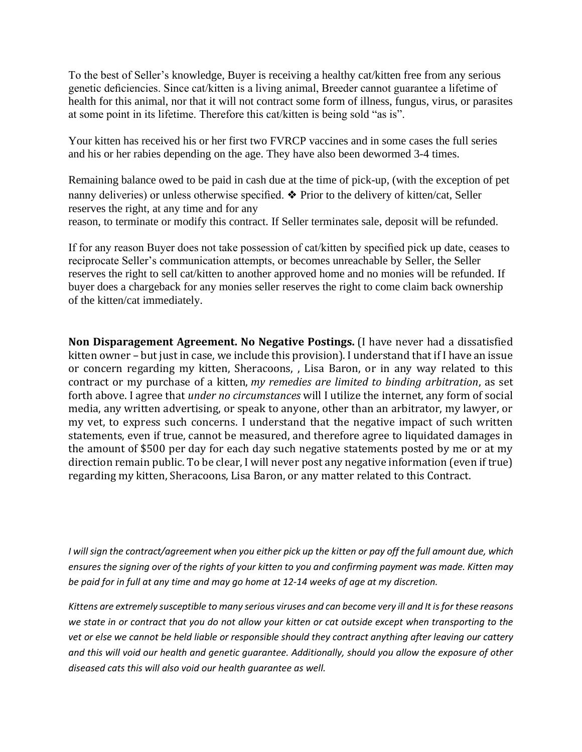To the best of Seller's knowledge, Buyer is receiving a healthy cat/kitten free from any serious genetic deficiencies. Since cat/kitten is a living animal, Breeder cannot guarantee a lifetime of health for this animal, nor that it will not contract some form of illness, fungus, virus, or parasites at some point in its lifetime. Therefore this cat/kitten is being sold "as is".

Your kitten has received his or her first two FVRCP vaccines and in some cases the full series and his or her rabies depending on the age. They have also been dewormed 3-4 times.

Remaining balance owed to be paid in cash due at the time of pick-up, (with the exception of pet nanny deliveries) or unless otherwise specified. ❖ Prior to the delivery of kitten/cat, Seller reserves the right, at any time and for any
reason, to terminate or modify this contract. If Seller terminates sale, deposit will be refunded.

If for any reason Buyer does not take possession of cat/kitten by specified pick up date, ceases to reciprocate Seller's communication attempts, or becomes unreachable by Seller, the Seller reserves the right to sell cat/kitten to another approved home and no monies will be refunded. If buyer does a chargeback for any monies seller reserves the right to come claim back ownership of the kitten/cat immediately.

**Non Disparagement Agreement. No Negative Postings.** (I have never had a dissatisfied kitten owner – but just in case, we include this provision). I understand that if I have an issue or concern regarding my kitten, Sheracoons, , Lisa Baron, or in any way related to this contract or my purchase of a kitten, *my remedies are limited to binding arbitration*, as set forth above. I agree that *under no circumstances* will I utilize the internet, any form of social media, any written advertising, or speak to anyone, other than an arbitrator, my lawyer, or my vet, to express such concerns. I understand that the negative impact of such written statements, even if true, cannot be measured, and therefore agree to liquidated damages in the amount of $500 per day for each day such negative statements posted by me or at my direction remain public. To be clear, I will never post any negative information (even if true) regarding my kitten, Sheracoons, Lisa Baron, or any matter related to this Contract.

*I will sign the contract/agreement when you either pick up the kitten or pay off the full amount due, which ensures the signing over of the rights of your kitten to you and confirming payment was made. Kitten may be paid for in full at any time and may go home at 12-14 weeks of age at my discretion.*

*Kittens are extremely susceptible to many serious viruses and can become very ill and It is for these reasons we state in or contract that you do not allow your kitten or cat outside except when transporting to the vet or else we cannot be held liable or responsible should they contract anything after leaving our cattery and this will void our health and genetic guarantee. Additionally, should you allow the exposure of other diseased cats this will also void our health guarantee as well.*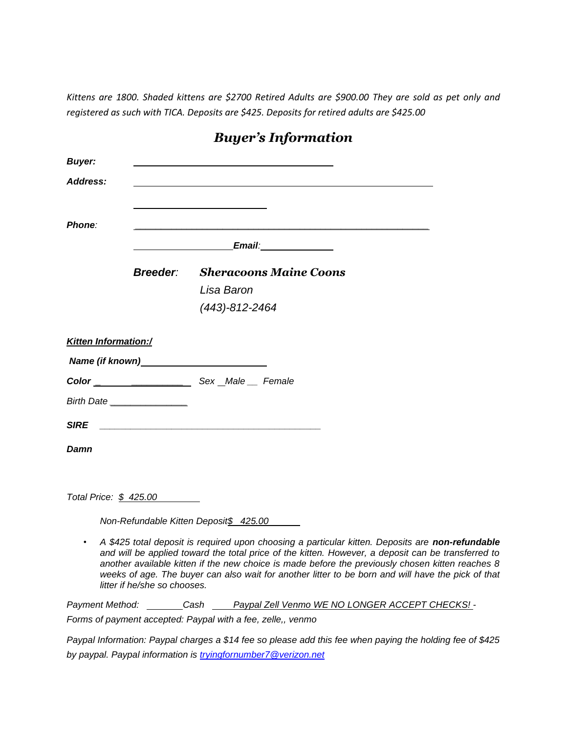*Kittens are 1800. Shaded kittens are $2700 Retired Adults are $900.00 They are sold as pet only and registered as such with TICA. Deposits are $425. Deposits for retired adults are $425.00*

## *Buyer's Information*

***Buyer:*** ________________________________

***Address:*** ________________________________________________

________________________

***Phone:*** ________________________________________________

________________ ***Email:*** ______________

***Breeder:*** ***Sheracoons Maine Coons***

*Lisa Baron*

*(443)-812-2464*

***Kitten Information:/***

***Name (if known)*** ______________________

***Color*** _ ______ __________ *Sex* _*Male* __ *Female*

*Birth Date* _______________

***SIRE*** ____________________________________________

***Damn***

*Total Price: $ 425.00*

*Non-Refundable Kitten Deposit$ 425.00*

- *A $425 total deposit is required upon choosing a particular kitten. Deposits are **non-refundable** and will be applied toward the total price of the kitten. However, a deposit can be transferred to another available kitten if the new choice is made before the previously chosen kitten reaches 8 weeks of age. The buyer can also wait for another litter to be born and will have the pick of that litter if he/she so chooses.*

*Payment Method:* _______*Cash* ____*Paypal Zell Venmo WE NO LONGER ACCEPT CHECKS!* -
*Forms of payment accepted: Paypal with a fee, zelle,, venmo*

*Paypal Information: Paypal charges a $14 fee so please add this fee when paying the holding fee of $425 by paypal. Paypal information is [tryingfornumber7@verizon.net](mailto:tryingfornumber7@verizon.net)*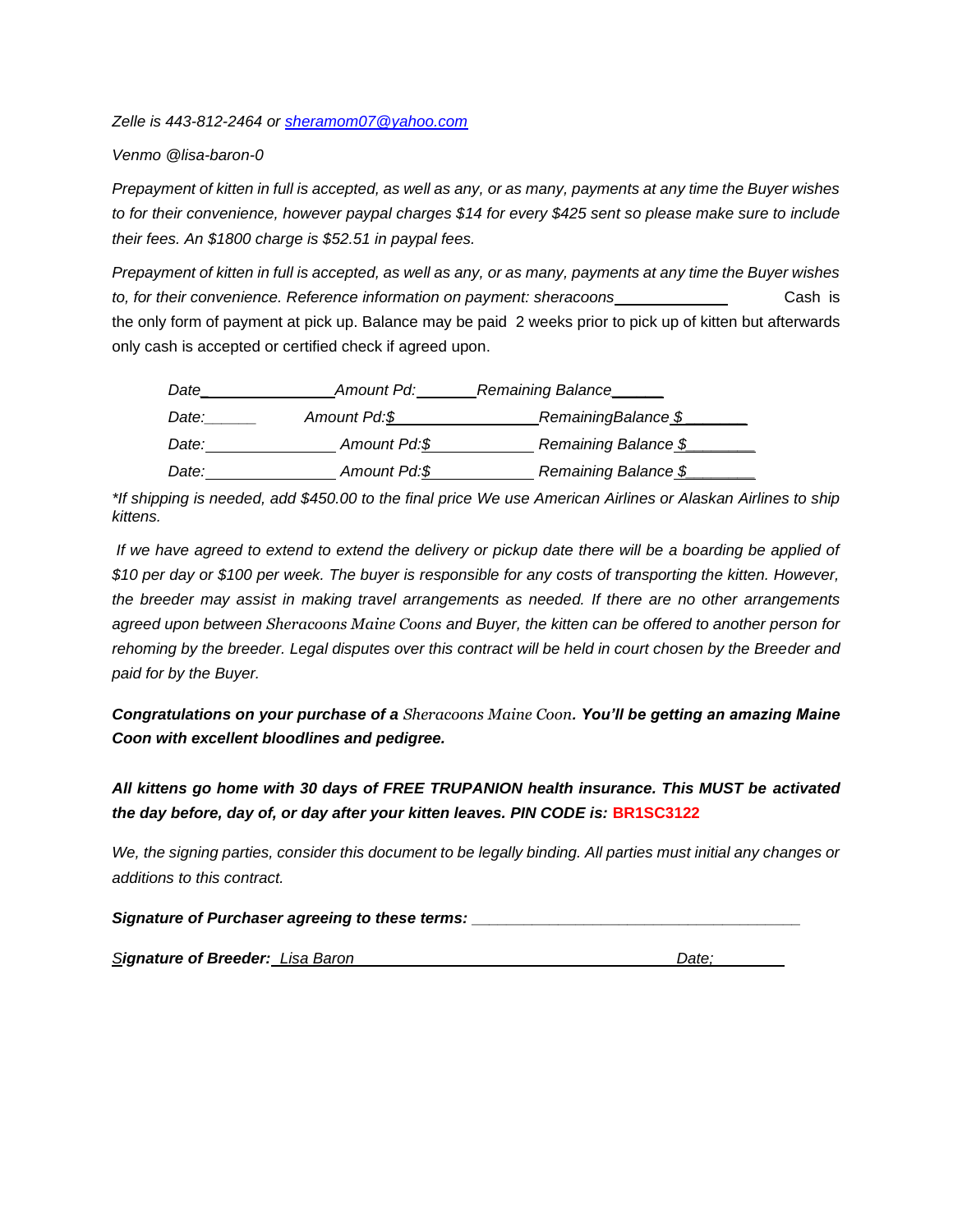*Zelle is 443-812-2464 or [sheramom07@yahoo.com](mailto:sheramom07@yahoo.com)*

*Venmo @lisa-baron-0*

*Prepayment of kitten in full is accepted, as well as any, or as many, payments at any time the Buyer wishes to for their convenience, however paypal charges $14 for every $425 sent so please make sure to include their fees. An $1800 charge is $52.51 in paypal fees.*

*Prepayment of kitten in full is accepted, as well as any, or as many, payments at any time the Buyer wishes to, for their convenience. Reference information on payment: sheracoons*\_\_\_\_\_\_\_\_\_\_\_\_\_\_ Cash is the only form of payment at pick up. Balance may be paid 2 weeks prior to pick up of kitten but afterwards only cash is accepted or certified check if agreed upon.

| | | |
|---|---|---|
| *Date* \_\_\_\_\_\_\_\_\_\_\_\_\_\_\_\_ | *Amount Pd:* \_\_\_\_\_\_\_ | *Remaining Balance* \_\_\_\_\_\_ |
| *Date:* \_\_\_\_\_\_ | *Amount Pd:$* \_\_\_\_\_\_\_\_\_\_\_\_\_\_\_\_\_\_ | *RemainingBalance $* \_\_\_\_\_\_\_\_ |
| *Date:* \_\_\_\_\_\_\_\_\_\_\_\_\_\_\_\_ | *Amount Pd:$* \_\_\_\_\_\_\_\_\_\_\_\_\_ | *Remaining Balance $* \_\_\_\_\_\_\_\_ |
| *Date:* \_\_\_\_\_\_\_\_\_\_\_\_\_\_\_\_ | *Amount Pd:$* \_\_\_\_\_\_\_\_\_\_\_\_\_ | *Remaining Balance $* \_\_\_\_\_\_\_\_ |

*\*If shipping is needed, add $450.00 to the final price We use American Airlines or Alaskan Airlines to ship kittens.*

*If we have agreed to extend to extend the delivery or pickup date there will be a boarding be applied of $10 per day or $100 per week. The buyer is responsible for any costs of transporting the kitten. However, the breeder may assist in making travel arrangements as needed. If there are no other arrangements agreed upon between Sheracoons Maine Coons and Buyer, the kitten can be offered to another person for rehoming by the breeder. Legal disputes over this contract will be held in court chosen by the Breeder and paid for by the Buyer.*

***Congratulations on your purchase of a Sheracoons Maine Coon. You'll be getting an amazing Maine Coon with excellent bloodlines and pedigree.***

***All kittens go home with 30 days of FREE TRUPANION health insurance. This MUST be activated the day before, day of, or day after your kitten leaves. PIN CODE is: BR1SC3122***

*We, the signing parties, consider this document to be legally binding. All parties must initial any changes or additions to this contract.*

***Signature of Purchaser agreeing to these terms:*** \_\_\_\_\_\_\_\_\_\_\_\_\_\_\_\_\_\_\_\_\_\_\_\_\_\_\_\_\_\_\_\_\_\_\_\_\_\_\_\_

***Signature of Breeder:*** *Lisa Baron* \_\_\_\_\_\_\_\_\_\_\_\_\_\_\_\_\_\_\_\_\_\_\_\_\_\_\_\_\_\_\_\_\_\_\_\_\_\_\_\_ *Date;* \_\_\_\_\_\_\_\_\_